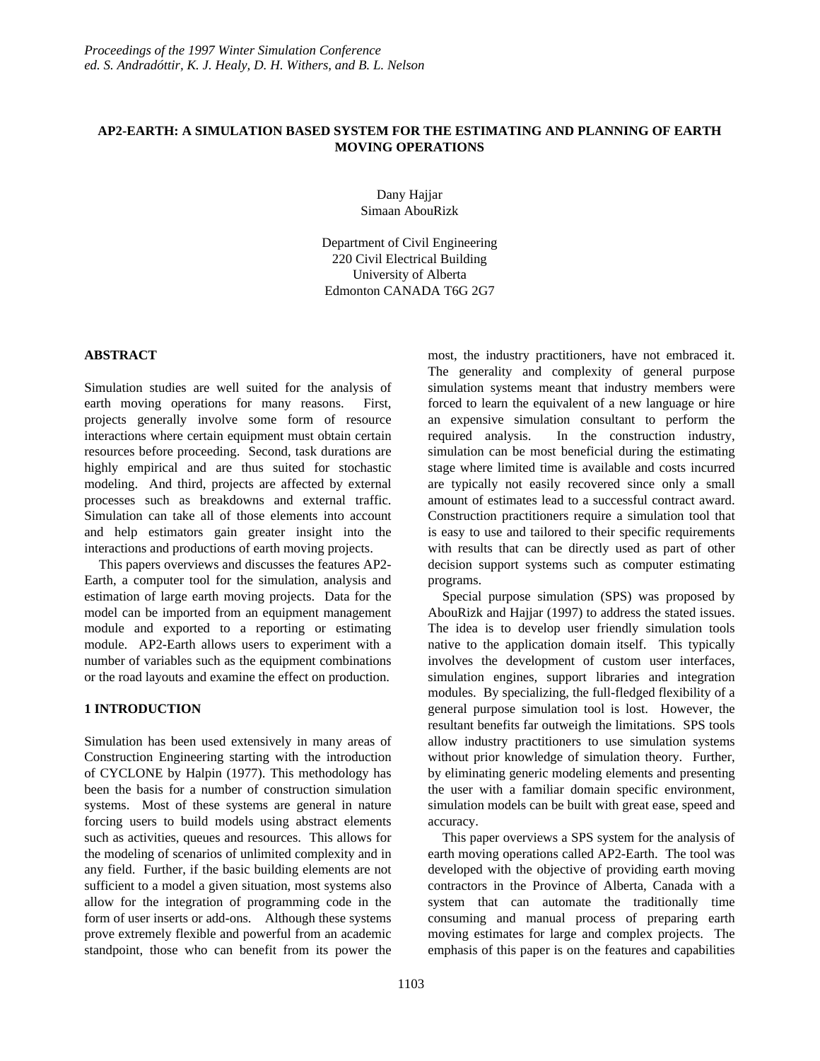*Proceedings of the 1997 Winter Simulation Conference*
*ed. S. Andradóttir, K. J. Healy, D. H. Withers, and B. L. Nelson*

# AP2-EARTH: A SIMULATION BASED SYSTEM FOR THE ESTIMATING AND PLANNING OF EARTH MOVING OPERATIONS

Dany Hajjar
Simaan AbouRizk

Department of Civil Engineering
220 Civil Electrical Building
University of Alberta
Edmonton CANADA T6G 2G7

## ABSTRACT

Simulation studies are well suited for the analysis of earth moving operations for many reasons. First, projects generally involve some form of resource interactions where certain equipment must obtain certain resources before proceeding. Second, task durations are highly empirical and are thus suited for stochastic modeling. And third, projects are affected by external processes such as breakdowns and external traffic. Simulation can take all of those elements into account and help estimators gain greater insight into the interactions and productions of earth moving projects.

This papers overviews and discusses the features AP2-Earth, a computer tool for the simulation, analysis and estimation of large earth moving projects. Data for the model can be imported from an equipment management module and exported to a reporting or estimating module. AP2-Earth allows users to experiment with a number of variables such as the equipment combinations or the road layouts and examine the effect on production.

## 1 INTRODUCTION

Simulation has been used extensively in many areas of Construction Engineering starting with the introduction of CYCLONE by Halpin (1977). This methodology has been the basis for a number of construction simulation systems. Most of these systems are general in nature forcing users to build models using abstract elements such as activities, queues and resources. This allows for the modeling of scenarios of unlimited complexity and in any field. Further, if the basic building elements are not sufficient to a model a given situation, most systems also allow for the integration of programming code in the form of user inserts or add-ons. Although these systems prove extremely flexible and powerful from an academic standpoint, those who can benefit from its power the most, the industry practitioners, have not embraced it. The generality and complexity of general purpose simulation systems meant that industry members were forced to learn the equivalent of a new language or hire an expensive simulation consultant to perform the required analysis. In the construction industry, simulation can be most beneficial during the estimating stage where limited time is available and costs incurred are typically not easily recovered since only a small amount of estimates lead to a successful contract award. Construction practitioners require a simulation tool that is easy to use and tailored to their specific requirements with results that can be directly used as part of other decision support systems such as computer estimating programs.

Special purpose simulation (SPS) was proposed by AbouRizk and Hajjar (1997) to address the stated issues. The idea is to develop user friendly simulation tools native to the application domain itself. This typically involves the development of custom user interfaces, simulation engines, support libraries and integration modules. By specializing, the full-fledged flexibility of a general purpose simulation tool is lost. However, the resultant benefits far outweigh the limitations. SPS tools allow industry practitioners to use simulation systems without prior knowledge of simulation theory. Further, by eliminating generic modeling elements and presenting the user with a familiar domain specific environment, simulation models can be built with great ease, speed and accuracy.

This paper overviews a SPS system for the analysis of earth moving operations called AP2-Earth. The tool was developed with the objective of providing earth moving contractors in the Province of Alberta, Canada with a system that can automate the traditionally time consuming and manual process of preparing earth moving estimates for large and complex projects. The emphasis of this paper is on the features and capabilities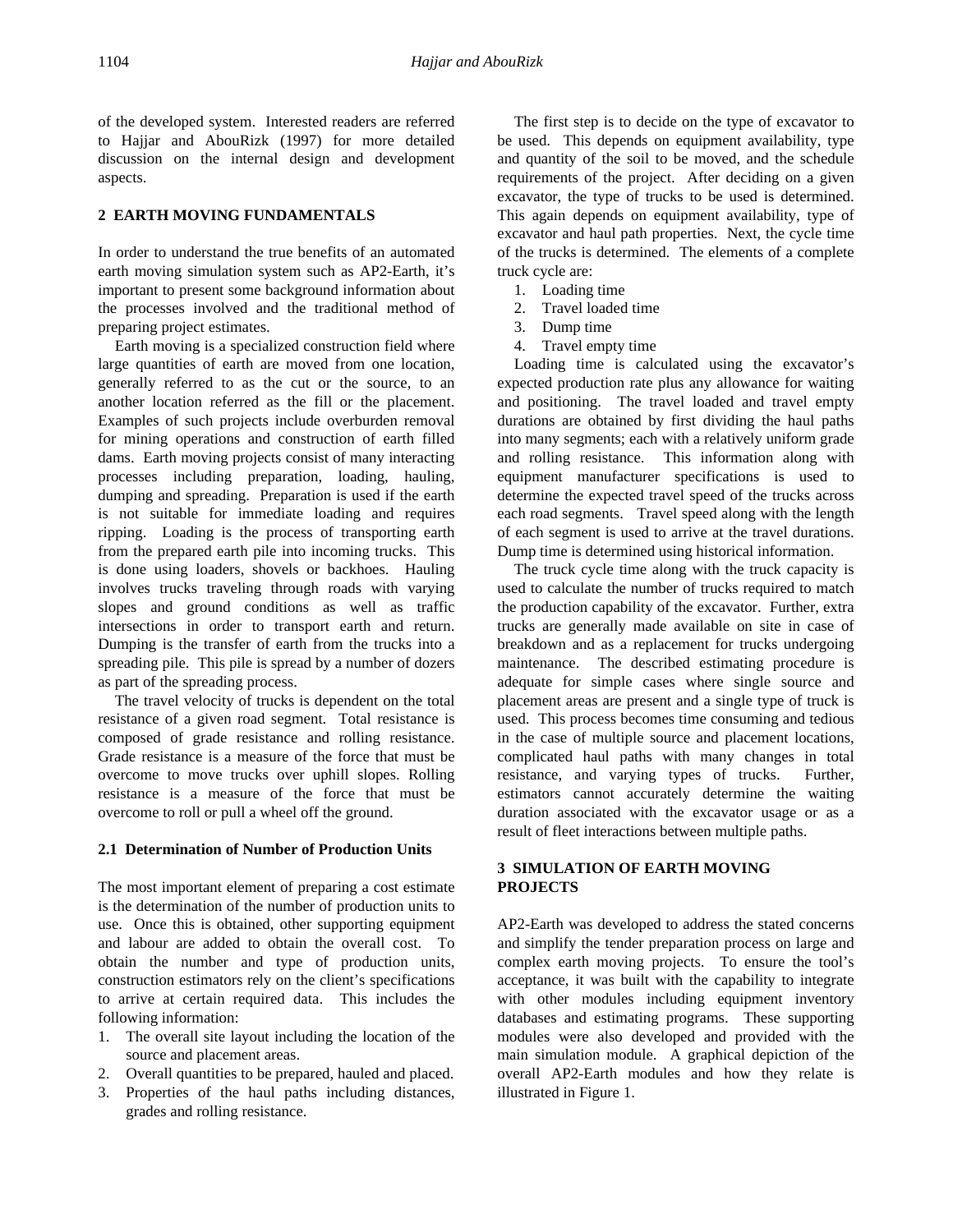of the developed system. Interested readers are referred to Hajjar and AbouRizk (1997) for more detailed discussion on the internal design and development aspects.

## 2 EARTH MOVING FUNDAMENTALS

In order to understand the true benefits of an automated earth moving simulation system such as AP2-Earth, it's important to present some background information about the processes involved and the traditional method of preparing project estimates.

Earth moving is a specialized construction field where large quantities of earth are moved from one location, generally referred to as the cut or the source, to an another location referred as the fill or the placement. Examples of such projects include overburden removal for mining operations and construction of earth filled dams. Earth moving projects consist of many interacting processes including preparation, loading, hauling, dumping and spreading. Preparation is used if the earth is not suitable for immediate loading and requires ripping. Loading is the process of transporting earth from the prepared earth pile into incoming trucks. This is done using loaders, shovels or backhoes. Hauling involves trucks traveling through roads with varying slopes and ground conditions as well as traffic intersections in order to transport earth and return. Dumping is the transfer of earth from the trucks into a spreading pile. This pile is spread by a number of dozers as part of the spreading process.

The travel velocity of trucks is dependent on the total resistance of a given road segment. Total resistance is composed of grade resistance and rolling resistance. Grade resistance is a measure of the force that must be overcome to move trucks over uphill slopes. Rolling resistance is a measure of the force that must be overcome to roll or pull a wheel off the ground.

### 2.1 Determination of Number of Production Units

The most important element of preparing a cost estimate is the determination of the number of production units to use. Once this is obtained, other supporting equipment and labour are added to obtain the overall cost. To obtain the number and type of production units, construction estimators rely on the client's specifications to arrive at certain required data. This includes the following information:

1. The overall site layout including the location of the source and placement areas.
2. Overall quantities to be prepared, hauled and placed.
3. Properties of the haul paths including distances, grades and rolling resistance.

The first step is to decide on the type of excavator to be used. This depends on equipment availability, type and quantity of the soil to be moved, and the schedule requirements of the project. After deciding on a given excavator, the type of trucks to be used is determined. This again depends on equipment availability, type of excavator and haul path properties. Next, the cycle time of the trucks is determined. The elements of a complete truck cycle are:

1. Loading time
2. Travel loaded time
3. Dump time
4. Travel empty time

Loading time is calculated using the excavator's expected production rate plus any allowance for waiting and positioning. The travel loaded and travel empty durations are obtained by first dividing the haul paths into many segments; each with a relatively uniform grade and rolling resistance. This information along with equipment manufacturer specifications is used to determine the expected travel speed of the trucks across each road segments. Travel speed along with the length of each segment is used to arrive at the travel durations. Dump time is determined using historical information.

The truck cycle time along with the truck capacity is used to calculate the number of trucks required to match the production capability of the excavator. Further, extra trucks are generally made available on site in case of breakdown and as a replacement for trucks undergoing maintenance. The described estimating procedure is adequate for simple cases where single source and placement areas are present and a single type of truck is used. This process becomes time consuming and tedious in the case of multiple source and placement locations, complicated haul paths with many changes in total resistance, and varying types of trucks. Further, estimators cannot accurately determine the waiting duration associated with the excavator usage or as a result of fleet interactions between multiple paths.

## 3 SIMULATION OF EARTH MOVING PROJECTS

AP2-Earth was developed to address the stated concerns and simplify the tender preparation process on large and complex earth moving projects. To ensure the tool's acceptance, it was built with the capability to integrate with other modules including equipment inventory databases and estimating programs. These supporting modules were also developed and provided with the main simulation module. A graphical depiction of the overall AP2-Earth modules and how they relate is illustrated in Figure 1.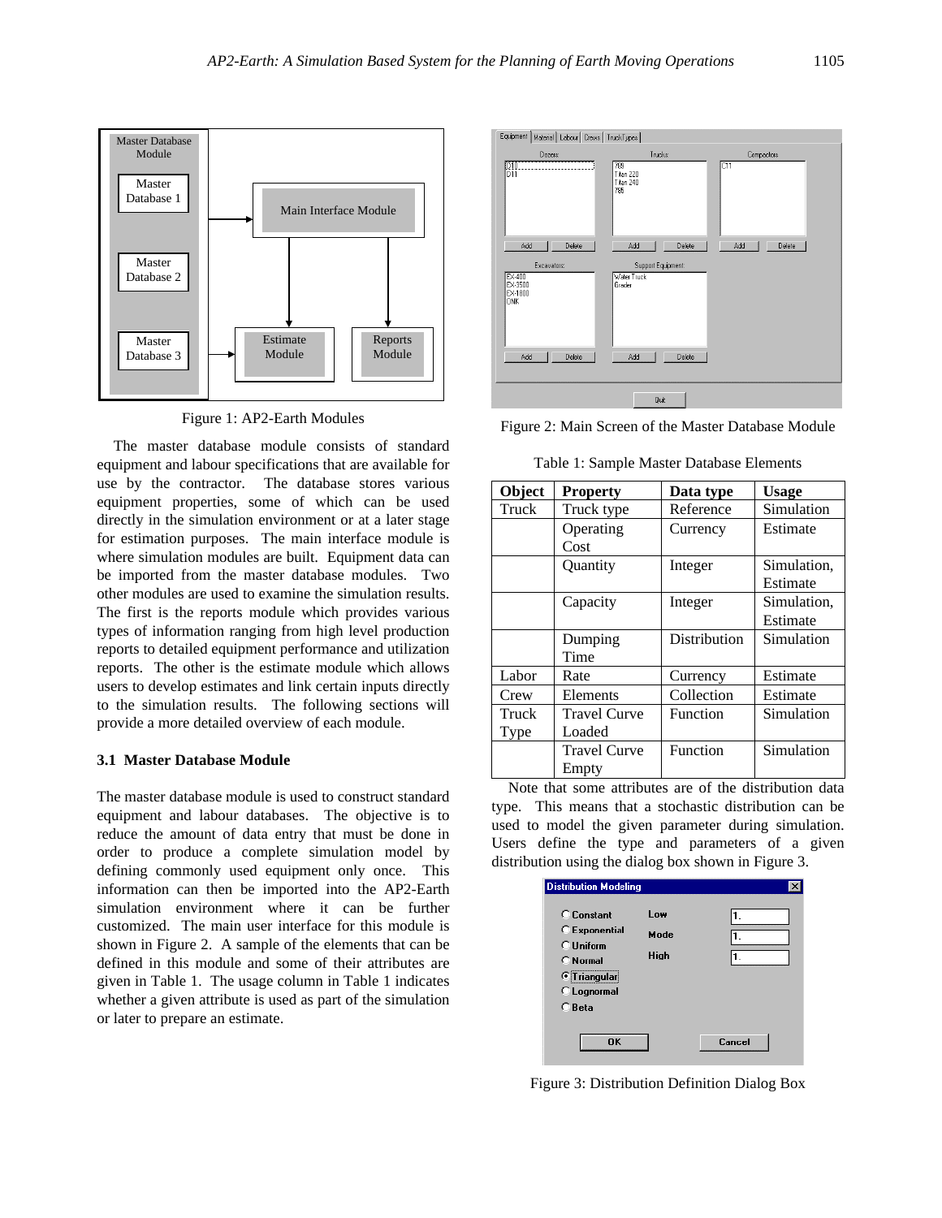Master Database Module

Master Database 1

Master Database 2

Master Database 3

Main Interface Module

Estimate Module

Reports Module

Figure 1: AP2-Earth Modules

The master database module consists of standard equipment and labour specifications that are available for use by the contractor. The database stores various equipment properties, some of which can be used directly in the simulation environment or at a later stage for estimation purposes. The main interface module is where simulation modules are built. Equipment data can be imported from the master database modules. Two other modules are used to examine the simulation results. The first is the reports module which provides various types of information ranging from high level production reports to detailed equipment performance and utilization reports. The other is the estimate module which allows users to develop estimates and link certain inputs directly to the simulation results. The following sections will provide a more detailed overview of each module.

### 3.1 Master Database Module

The master database module is used to construct standard equipment and labour databases. The objective is to reduce the amount of data entry that must be done in order to produce a complete simulation model by defining commonly used equipment only once. This information can then be imported into the AP2-Earth simulation environment where it can be further customized. The main user interface for this module is shown in Figure 2. A sample of the elements that can be defined in this module and some of their attributes are given in Table 1. The usage column in Table 1 indicates whether a given attribute is used as part of the simulation or later to prepare an estimate.

Figure 2: Main Screen of the Master Database Module

Table 1: Sample Master Database Elements

| Object | Property | Data type | Usage |
|---|---|---|---|
| Truck | Truck type | Reference | Simulation |
| | Operating Cost | Currency | Estimate |
| | Quantity | Integer | Simulation, Estimate |
| | Capacity | Integer | Simulation, Estimate |
| | Dumping Time | Distribution | Simulation |
| Labor | Rate | Currency | Estimate |
| Crew | Elements | Collection | Estimate |
| Truck Type | Travel Curve Loaded | Function | Simulation |
| | Travel Curve Empty | Function | Simulation |

Note that some attributes are of the distribution data type. This means that a stochastic distribution can be used to model the given parameter during simulation. Users define the type and parameters of a given distribution using the dialog box shown in Figure 3.

Figure 3: Distribution Definition Dialog Box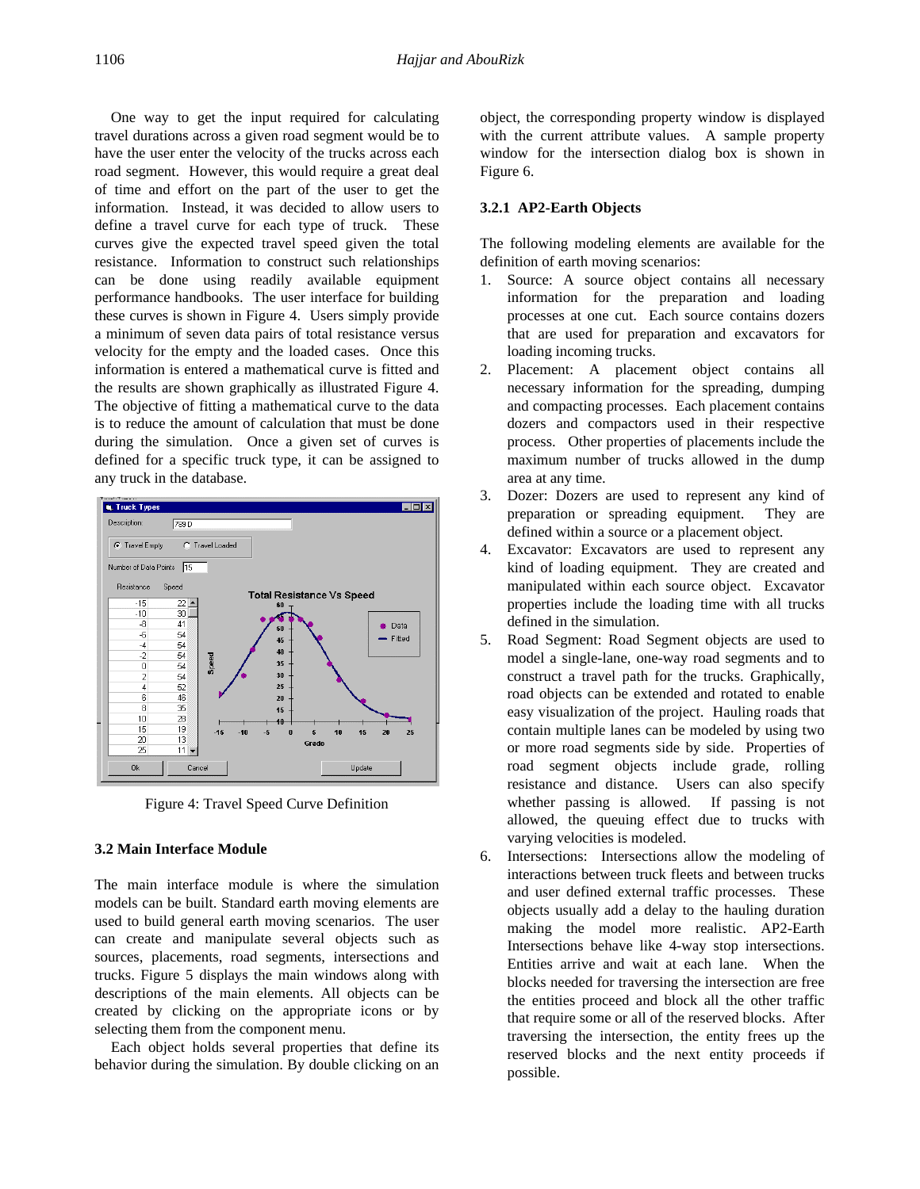One way to get the input required for calculating travel durations across a given road segment would be to have the user enter the velocity of the trucks across each road segment. However, this would require a great deal of time and effort on the part of the user to get the information. Instead, it was decided to allow users to define a travel curve for each type of truck. These curves give the expected travel speed given the total resistance. Information to construct such relationships can be done using readily available equipment performance handbooks. The user interface for building these curves is shown in Figure 4. Users simply provide a minimum of seven data pairs of total resistance versus velocity for the empty and the loaded cases. Once this information is entered a mathematical curve is fitted and the results are shown graphically as illustrated Figure 4. The objective of fitting a mathematical curve to the data is to reduce the amount of calculation that must be done during the simulation. Once a given set of curves is defined for a specific truck type, it can be assigned to any truck in the database.

Figure 4: Travel Speed Curve Definition

### 3.2 Main Interface Module

The main interface module is where the simulation models can be built. Standard earth moving elements are used to build general earth moving scenarios. The user can create and manipulate several objects such as sources, placements, road segments, intersections and trucks. Figure 5 displays the main windows along with descriptions of the main elements. All objects can be created by clicking on the appropriate icons or by selecting them from the component menu.

Each object holds several properties that define its behavior during the simulation. By double clicking on an object, the corresponding property window is displayed with the current attribute values. A sample property window for the intersection dialog box is shown in Figure 6.

#### 3.2.1 AP2-Earth Objects

The following modeling elements are available for the definition of earth moving scenarios:

1. Source: A source object contains all necessary information for the preparation and loading processes at one cut. Each source contains dozers that are used for preparation and excavators for loading incoming trucks.
2. Placement: A placement object contains all necessary information for the spreading, dumping and compacting processes. Each placement contains dozers and compactors used in their respective process. Other properties of placements include the maximum number of trucks allowed in the dump area at any time.
3. Dozer: Dozers are used to represent any kind of preparation or spreading equipment. They are defined within a source or a placement object.
4. Excavator: Excavators are used to represent any kind of loading equipment. They are created and manipulated within each source object. Excavator properties include the loading time with all trucks defined in the simulation.
5. Road Segment: Road Segment objects are used to model a single-lane, one-way road segments and to construct a travel path for the trucks. Graphically, road objects can be extended and rotated to enable easy visualization of the project. Hauling roads that contain multiple lanes can be modeled by using two or more road segments side by side. Properties of road segment objects include grade, rolling resistance and distance. Users can also specify whether passing is allowed. If passing is not allowed, the queuing effect due to trucks with varying velocities is modeled.
6. Intersections: Intersections allow the modeling of interactions between truck fleets and between trucks and user defined external traffic processes. These objects usually add a delay to the hauling duration making the model more realistic. AP2-Earth Intersections behave like 4-way stop intersections. Entities arrive and wait at each lane. When the blocks needed for traversing the intersection are free the entities proceed and block all the other traffic that require some or all of the reserved blocks. After traversing the intersection, the entity frees up the reserved blocks and the next entity proceeds if possible.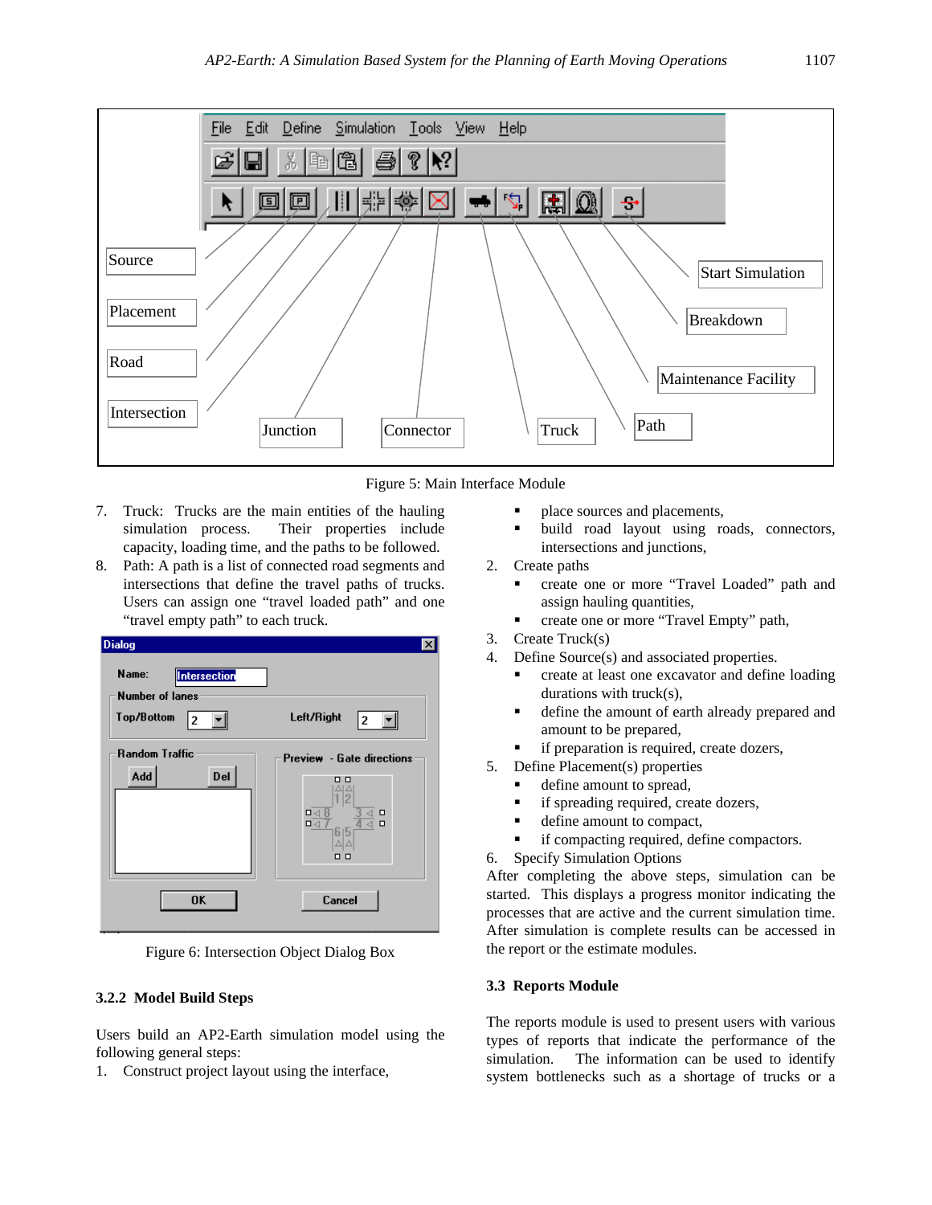Figure 5: Main Interface Module

7. Truck: Trucks are the main entities of the hauling simulation process. Their properties include capacity, loading time, and the paths to be followed.
8. Path: A path is a list of connected road segments and intersections that define the travel paths of trucks. Users can assign one "travel loaded path" and one "travel empty path" to each truck.

Figure 6: Intersection Object Dialog Box

### 3.2.2 Model Build Steps

Users build an AP2-Earth simulation model using the following general steps:

1. Construct project layout using the interface,
   - place sources and placements,
   - build road layout using roads, connectors, intersections and junctions,
2. Create paths
   - create one or more "Travel Loaded" path and assign hauling quantities,
   - create one or more "Travel Empty" path,
3. Create Truck(s)
4. Define Source(s) and associated properties.
   - create at least one excavator and define loading durations with truck(s),
   - define the amount of earth already prepared and amount to be prepared,
   - if preparation is required, create dozers,
5. Define Placement(s) properties
   - define amount to spread,
   - if spreading required, create dozers,
   - define amount to compact,
   - if compacting required, define compactors.
6. Specify Simulation Options

After completing the above steps, simulation can be started. This displays a progress monitor indicating the processes that are active and the current simulation time. After simulation is complete results can be accessed in the report or the estimate modules.

## 3.3 Reports Module

The reports module is used to present users with various types of reports that indicate the performance of the simulation. The information can be used to identify system bottlenecks such as a shortage of trucks or a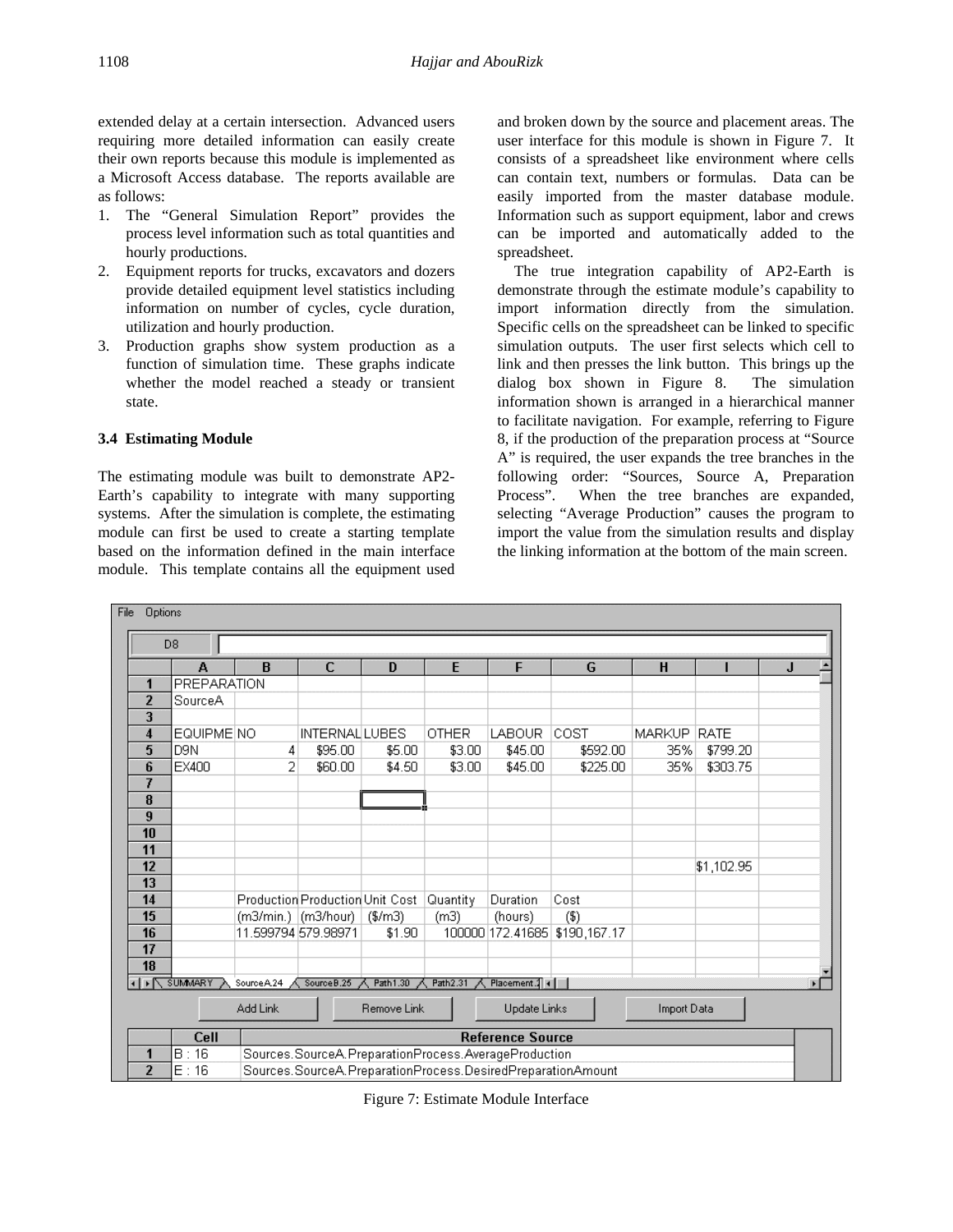extended delay at a certain intersection. Advanced users requiring more detailed information can easily create their own reports because this module is implemented as a Microsoft Access database. The reports available are as follows:

1. The "General Simulation Report" provides the process level information such as total quantities and hourly productions.
2. Equipment reports for trucks, excavators and dozers provide detailed equipment level statistics including information on number of cycles, cycle duration, utilization and hourly production.
3. Production graphs show system production as a function of simulation time. These graphs indicate whether the model reached a steady or transient state.

### 3.4 Estimating Module

The estimating module was built to demonstrate AP2-Earth's capability to integrate with many supporting systems. After the simulation is complete, the estimating module can first be used to create a starting template based on the information defined in the main interface module. This template contains all the equipment used and broken down by the source and placement areas. The user interface for this module is shown in Figure 7. It consists of a spreadsheet like environment where cells can contain text, numbers or formulas. Data can be easily imported from the master database module. Information such as support equipment, labor and crews can be imported and automatically added to the spreadsheet.

The true integration capability of AP2-Earth is demonstrate through the estimate module's capability to import information directly from the simulation. Specific cells on the spreadsheet can be linked to specific simulation outputs. The user first selects which cell to link and then presses the link button. This brings up the dialog box shown in Figure 8. The simulation information shown is arranged in a hierarchical manner to facilitate navigation. For example, referring to Figure 8, if the production of the preparation process at "Source A" is required, the user expands the tree branches in the following order: "Sources, Source A, Preparation Process". When the tree branches are expanded, selecting "Average Production" causes the program to import the value from the simulation results and display the linking information at the bottom of the main screen.

File Options

D8

| | A | B | C | D | E | F | G | H | I | J |
|---|---|---|---|---|---|---|---|---|---|---|
| 1 | PREPARATION | | | | | | | | | |
| 2 | SourceA | | | | | | | | | |
| 3 | | | | | | | | | | |
| 4 | EQUIPME | NO | INTERNAL | LUBES | OTHER | LABOUR | COST | MARKUP | RATE | |
| 5 | D9N | 4 | $95.00 | $5.00 | $3.00 | $45.00 | $592.00 | 35% | $799.20 | |
| 6 | EX400 | 2 | $60.00 | $4.50 | $3.00 | $45.00 | $225.00 | 35% | $303.75 | |
| 7 | | | | | | | | | | |
| 8 | | | | | | | | | | |
| 9 | | | | | | | | | | |
| 10 | | | | | | | | | | |
| 11 | | | | | | | | | | |
| 12 | | | | | | | | | $1,102.95 | |
| 13 | | | | | | | | | | |
| 14 | | Production | Production | Unit Cost | Quantity | Duration | Cost | | | |
| 15 | | (m3/min.) | (m3/hour) | ($/m3) | (m3) | (hours) | ($) | | | |
| 16 | | 11.599794 | 579.98971 | $1.90 | 100000 | 172.41685 | $190,167.17 | | | |
| 17 | | | | | | | | | | |
| 18 | | | | | | | | | | |

SUMMARY | SourceA.24 | SourceB.25 | Path1.30 | Path2.31 | Placement.

Add Link | Remove Link | Update Links | Import Data

| | Cell | Reference Source |
|---|---|---|
| 1 | B : 16 | Sources.SourceA.PreparationProcess.AverageProduction |
| 2 | E : 16 | Sources.SourceA.PreparationProcess.DesiredPreparationAmount |

Figure 7: Estimate Module Interface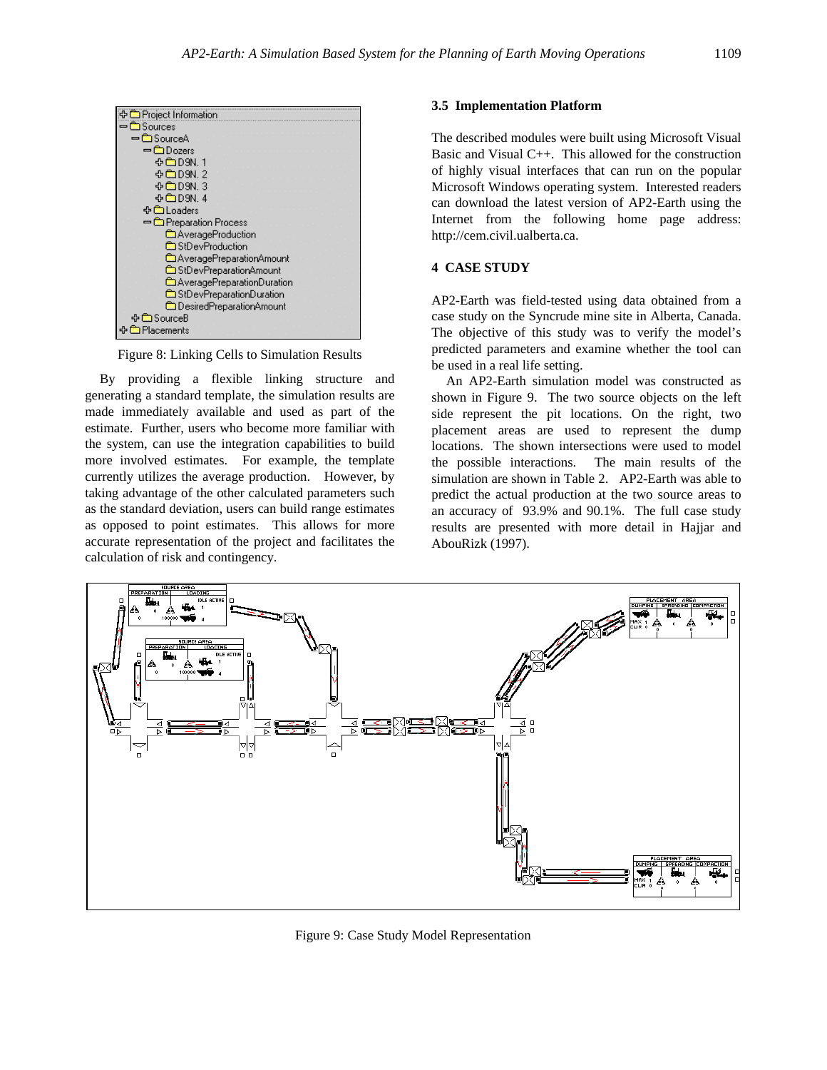Figure 8: Linking Cells to Simulation Results

By providing a flexible linking structure and generating a standard template, the simulation results are made immediately available and used as part of the estimate. Further, users who become more familiar with the system, can use the integration capabilities to build more involved estimates. For example, the template currently utilizes the average production. However, by taking advantage of the other calculated parameters such as the standard deviation, users can build range estimates as opposed to point estimates. This allows for more accurate representation of the project and facilitates the calculation of risk and contingency.

### 3.5 Implementation Platform

The described modules were built using Microsoft Visual Basic and Visual C++. This allowed for the construction of highly visual interfaces that can run on the popular Microsoft Windows operating system. Interested readers can download the latest version of AP2-Earth using the Internet from the following home page address: http://cem.civil.ualberta.ca.

## 4 CASE STUDY

AP2-Earth was field-tested using data obtained from a case study on the Syncrude mine site in Alberta, Canada. The objective of this study was to verify the model's predicted parameters and examine whether the tool can be used in a real life setting.

An AP2-Earth simulation model was constructed as shown in Figure 9. The two source objects on the left side represent the pit locations. On the right, two placement areas are used to represent the dump locations. The shown intersections were used to model the possible interactions. The main results of the simulation are shown in Table 2. AP2-Earth was able to predict the actual production at the two source areas to an accuracy of 93.9% and 90.1%. The full case study results are presented with more detail in Hajjar and AbouRizk (1997).

Figure 9: Case Study Model Representation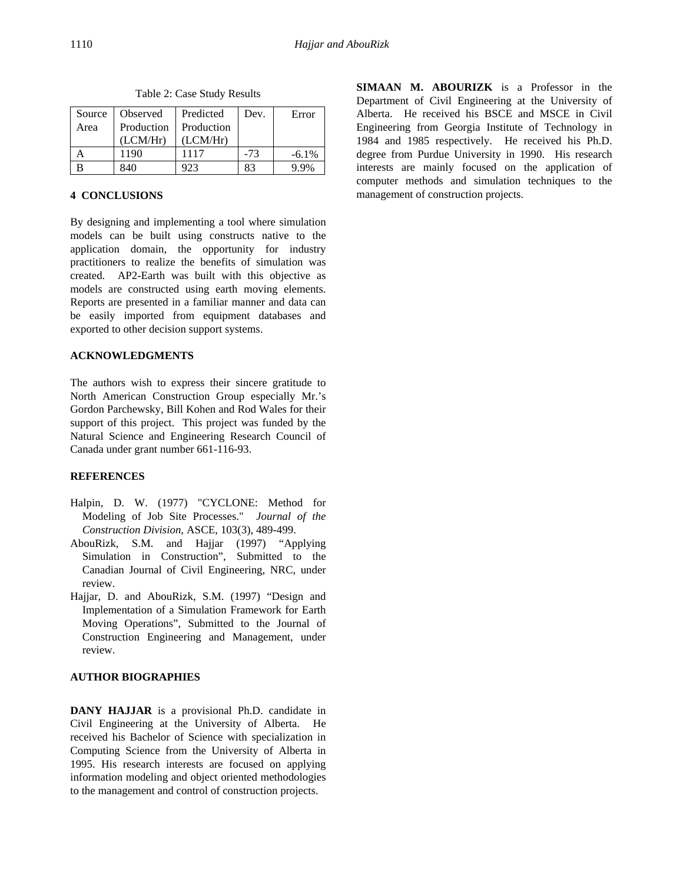Table 2: Case Study Results

| Source Area | Observed Production (LCM/Hr) | Predicted Production (LCM/Hr) | Dev. | Error |
|---|---|---|---|---|
| A | 1190 | 1117 | -73 | -6.1% |
| B | 840 | 923 | 83 | 9.9% |

## 4 CONCLUSIONS

By designing and implementing a tool where simulation models can be built using constructs native to the application domain, the opportunity for industry practitioners to realize the benefits of simulation was created. AP2-Earth was built with this objective as models are constructed using earth moving elements. Reports are presented in a familiar manner and data can be easily imported from equipment databases and exported to other decision support systems.

## ACKNOWLEDGMENTS

The authors wish to express their sincere gratitude to North American Construction Group especially Mr.'s Gordon Parchewsky, Bill Kohen and Rod Wales for their support of this project. This project was funded by the Natural Science and Engineering Research Council of Canada under grant number 661-116-93.

## REFERENCES

Halpin, D. W. (1977) "CYCLONE: Method for Modeling of Job Site Processes." *Journal of the Construction Division*, ASCE, 103(3), 489-499.

AbouRizk, S.M. and Hajjar (1997) "Applying Simulation in Construction", Submitted to the Canadian Journal of Civil Engineering, NRC, under review.

Hajjar, D. and AbouRizk, S.M. (1997) "Design and Implementation of a Simulation Framework for Earth Moving Operations", Submitted to the Journal of Construction Engineering and Management, under review.

## AUTHOR BIOGRAPHIES

**DANY HAJJAR** is a provisional Ph.D. candidate in Civil Engineering at the University of Alberta. He received his Bachelor of Science with specialization in Computing Science from the University of Alberta in 1995. His research interests are focused on applying information modeling and object oriented methodologies to the management and control of construction projects.

**SIMAAN M. ABOURIZK** is a Professor in the Department of Civil Engineering at the University of Alberta. He received his BSCE and MSCE in Civil Engineering from Georgia Institute of Technology in 1984 and 1985 respectively. He received his Ph.D. degree from Purdue University in 1990. His research interests are mainly focused on the application of computer methods and simulation techniques to the management of construction projects.